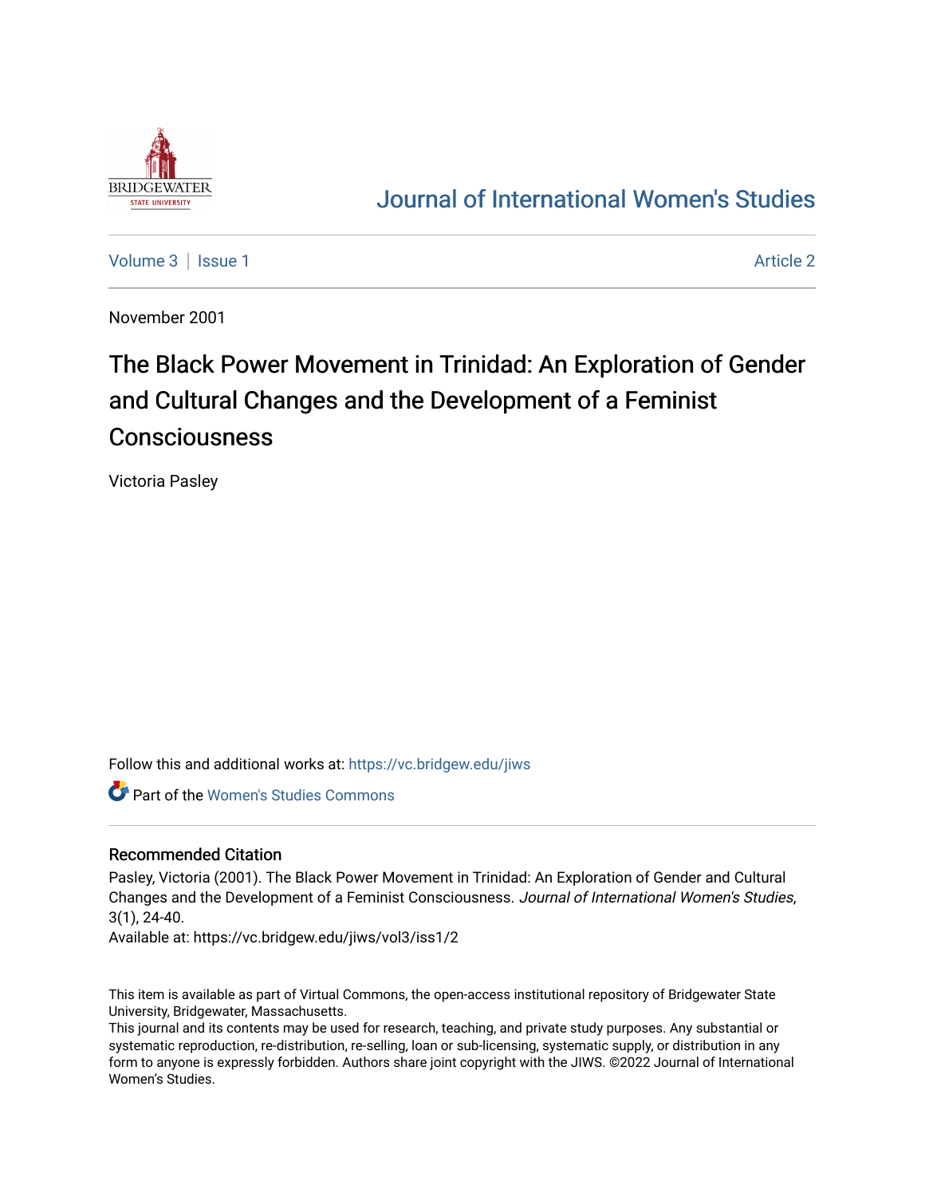# Journal of International Women's Studies

Volume 3 | Issue 1 Article 2

November 2001

# The Black Power Movement in Trinidad: An Exploration of Gender and Cultural Changes and the Development of a Feminist Consciousness

Victoria Pasley

Follow this and additional works at: https://vc.bridgew.edu/jiws

Part of the Women's Studies Commons

## Recommended Citation

Pasley, Victoria (2001). The Black Power Movement in Trinidad: An Exploration of Gender and Cultural Changes and the Development of a Feminist Consciousness. *Journal of International Women's Studies*, 3(1), 24-40.

Available at: https://vc.bridgew.edu/jiws/vol3/iss1/2

This item is available as part of Virtual Commons, the open-access institutional repository of Bridgewater State University, Bridgewater, Massachusetts.

This journal and its contents may be used for research, teaching, and private study purposes. Any substantial or systematic reproduction, re-distribution, re-selling, loan or sub-licensing, systematic supply, or distribution in any form to anyone is expressly forbidden. Authors share joint copyright with the JIWS. ©2022 Journal of International Women's Studies.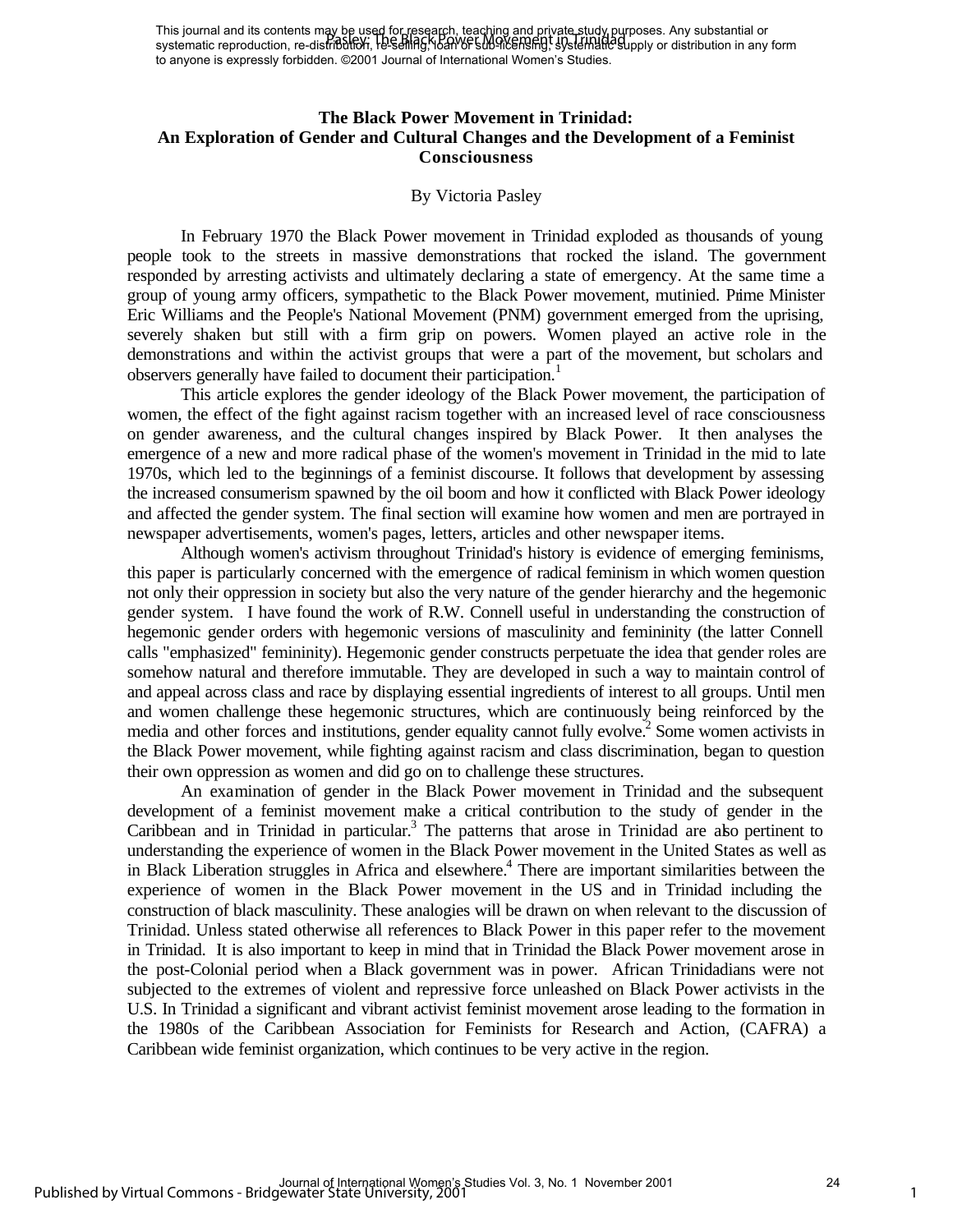# The Black Power Movement in Trinidad: An Exploration of Gender and Cultural Changes and the Development of a Feminist Consciousness

By Victoria Pasley

In February 1970 the Black Power movement in Trinidad exploded as thousands of young people took to the streets in massive demonstrations that rocked the island. The government responded by arresting activists and ultimately declaring a state of emergency. At the same time a group of young army officers, sympathetic to the Black Power movement, mutinied. Prime Minister Eric Williams and the People's National Movement (PNM) government emerged from the uprising, severely shaken but still with a firm grip on powers. Women played an active role in the demonstrations and within the activist groups that were a part of the movement, but scholars and observers generally have failed to document their participation.[1]

This article explores the gender ideology of the Black Power movement, the participation of women, the effect of the fight against racism together with an increased level of race consciousness on gender awareness, and the cultural changes inspired by Black Power. It then analyses the emergence of a new and more radical phase of the women's movement in Trinidad in the mid to late 1970s, which led to the beginnings of a feminist discourse. It follows that development by assessing the increased consumerism spawned by the oil boom and how it conflicted with Black Power ideology and affected the gender system. The final section will examine how women and men are portrayed in newspaper advertisements, women's pages, letters, articles and other newspaper items.

Although women's activism throughout Trinidad's history is evidence of emerging feminisms, this paper is particularly concerned with the emergence of radical feminism in which women question not only their oppression in society but also the very nature of the gender hierarchy and the hegemonic gender system. I have found the work of R.W. Connell useful in understanding the construction of hegemonic gender orders with hegemonic versions of masculinity and femininity (the latter Connell calls "emphasized" femininity). Hegemonic gender constructs perpetuate the idea that gender roles are somehow natural and therefore immutable. They are developed in such a way to maintain control of and appeal across class and race by displaying essential ingredients of interest to all groups. Until men and women challenge these hegemonic structures, which are continuously being reinforced by the media and other forces and institutions, gender equality cannot fully evolve.[2] Some women activists in the Black Power movement, while fighting against racism and class discrimination, began to question their own oppression as women and did go on to challenge these structures.

An examination of gender in the Black Power movement in Trinidad and the subsequent development of a feminist movement make a critical contribution to the study of gender in the Caribbean and in Trinidad in particular.[3] The patterns that arose in Trinidad are also pertinent to understanding the experience of women in the Black Power movement in the United States as well as in Black Liberation struggles in Africa and elsewhere.[4] There are important similarities between the experience of women in the Black Power movement in the US and in Trinidad including the construction of black masculinity. These analogies will be drawn on when relevant to the discussion of Trinidad. Unless stated otherwise all references to Black Power in this paper refer to the movement in Trinidad. It is also important to keep in mind that in Trinidad the Black Power movement arose in the post-Colonial period when a Black government was in power. African Trinidadians were not subjected to the extremes of violent and repressive force unleashed on Black Power activists in the U.S. In Trinidad a significant and vibrant activist feminist movement arose leading to the formation in the 1980s of the Caribbean Association for Feminists for Research and Action, (CAFRA) a Caribbean wide feminist organization, which continues to be very active in the region.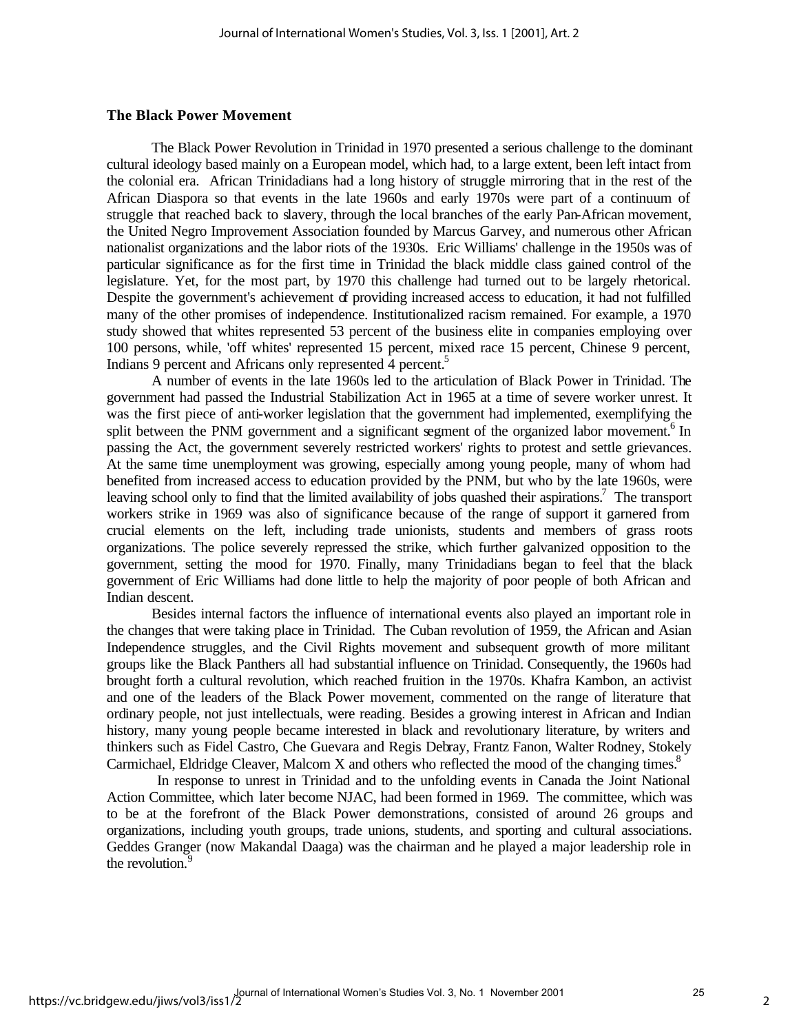## The Black Power Movement

The Black Power Revolution in Trinidad in 1970 presented a serious challenge to the dominant cultural ideology based mainly on a European model, which had, to a large extent, been left intact from the colonial era. African Trinidadians had a long history of struggle mirroring that in the rest of the African Diaspora so that events in the late 1960s and early 1970s were part of a continuum of struggle that reached back to slavery, through the local branches of the early Pan-African movement, the United Negro Improvement Association founded by Marcus Garvey, and numerous other African nationalist organizations and the labor riots of the 1930s. Eric Williams' challenge in the 1950s was of particular significance as for the first time in Trinidad the black middle class gained control of the legislature. Yet, for the most part, by 1970 this challenge had turned out to be largely rhetorical. Despite the government's achievement of providing increased access to education, it had not fulfilled many of the other promises of independence. Institutionalized racism remained. For example, a 1970 study showed that whites represented 53 percent of the business elite in companies employing over 100 persons, while, 'off whites' represented 15 percent, mixed race 15 percent, Chinese 9 percent, Indians 9 percent and Africans only represented 4 percent.[5]

A number of events in the late 1960s led to the articulation of Black Power in Trinidad. The government had passed the Industrial Stabilization Act in 1965 at a time of severe worker unrest. It was the first piece of anti-worker legislation that the government had implemented, exemplifying the split between the PNM government and a significant segment of the organized labor movement.[6] In passing the Act, the government severely restricted workers' rights to protest and settle grievances. At the same time unemployment was growing, especially among young people, many of whom had benefited from increased access to education provided by the PNM, but who by the late 1960s, were leaving school only to find that the limited availability of jobs quashed their aspirations.[7] The transport workers strike in 1969 was also of significance because of the range of support it garnered from crucial elements on the left, including trade unionists, students and members of grass roots organizations. The police severely repressed the strike, which further galvanized opposition to the government, setting the mood for 1970. Finally, many Trinidadians began to feel that the black government of Eric Williams had done little to help the majority of poor people of both African and Indian descent.

Besides internal factors the influence of international events also played an important role in the changes that were taking place in Trinidad. The Cuban revolution of 1959, the African and Asian Independence struggles, and the Civil Rights movement and subsequent growth of more militant groups like the Black Panthers all had substantial influence on Trinidad. Consequently, the 1960s had brought forth a cultural revolution, which reached fruition in the 1970s. Khafra Kambon, an activist and one of the leaders of the Black Power movement, commented on the range of literature that ordinary people, not just intellectuals, were reading. Besides a growing interest in African and Indian history, many young people became interested in black and revolutionary literature, by writers and thinkers such as Fidel Castro, Che Guevara and Regis Debray, Frantz Fanon, Walter Rodney, Stokely Carmichael, Eldridge Cleaver, Malcom X and others who reflected the mood of the changing times.[8]

In response to unrest in Trinidad and to the unfolding events in Canada the Joint National Action Committee, which later become NJAC, had been formed in 1969. The committee, which was to be at the forefront of the Black Power demonstrations, consisted of around 26 groups and organizations, including youth groups, trade unions, students, and sporting and cultural associations. Geddes Granger (now Makandal Daaga) was the chairman and he played a major leadership role in the revolution.[9]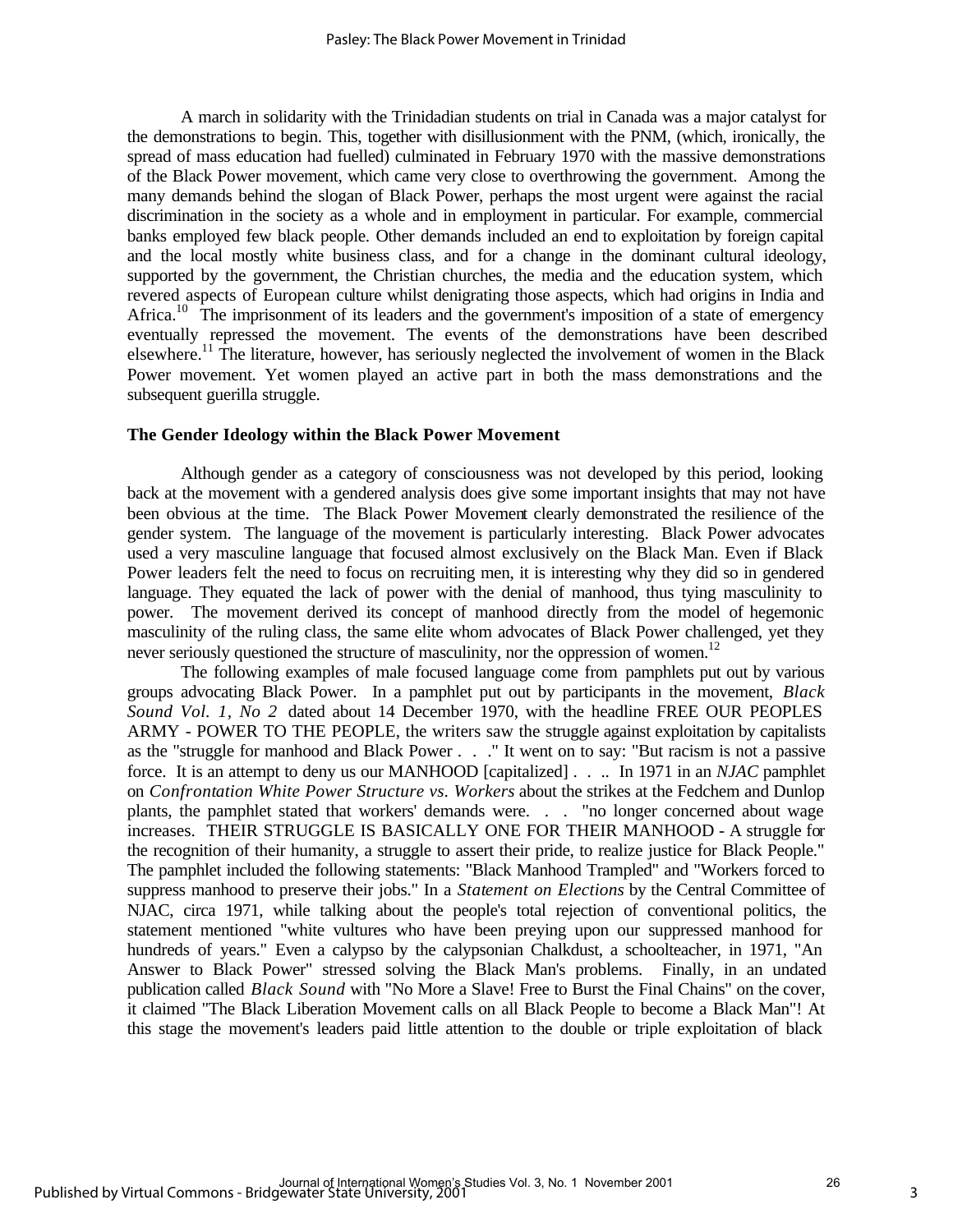A march in solidarity with the Trinidadian students on trial in Canada was a major catalyst for the demonstrations to begin. This, together with disillusionment with the PNM, (which, ironically, the spread of mass education had fuelled) culminated in February 1970 with the massive demonstrations of the Black Power movement, which came very close to overthrowing the government. Among the many demands behind the slogan of Black Power, perhaps the most urgent were against the racial discrimination in the society as a whole and in employment in particular. For example, commercial banks employed few black people. Other demands included an end to exploitation by foreign capital and the local mostly white business class, and for a change in the dominant cultural ideology, supported by the government, the Christian churches, the media and the education system, which revered aspects of European culture whilst denigrating those aspects, which had origins in India and Africa.[10] The imprisonment of its leaders and the government's imposition of a state of emergency eventually repressed the movement. The events of the demonstrations have been described elsewhere.[11] The literature, however, has seriously neglected the involvement of women in the Black Power movement. Yet women played an active part in both the mass demonstrations and the subsequent guerilla struggle.

## The Gender Ideology within the Black Power Movement

Although gender as a category of consciousness was not developed by this period, looking back at the movement with a gendered analysis does give some important insights that may not have been obvious at the time. The Black Power Movement clearly demonstrated the resilience of the gender system. The language of the movement is particularly interesting. Black Power advocates used a very masculine language that focused almost exclusively on the Black Man. Even if Black Power leaders felt the need to focus on recruiting men, it is interesting why they did so in gendered language. They equated the lack of power with the denial of manhood, thus tying masculinity to power. The movement derived its concept of manhood directly from the model of hegemonic masculinity of the ruling class, the same elite whom advocates of Black Power challenged, yet they never seriously questioned the structure of masculinity, nor the oppression of women.[12]

The following examples of male focused language come from pamphlets put out by various groups advocating Black Power. In a pamphlet put out by participants in the movement, *Black Sound Vol. 1, No 2* dated about 14 December 1970, with the headline FREE OUR PEOPLES ARMY - POWER TO THE PEOPLE, the writers saw the struggle against exploitation by capitalists as the "struggle for manhood and Black Power . . ." It went on to say: "But racism is not a passive force. It is an attempt to deny us our MANHOOD [capitalized] . . .. In 1971 in an *NJAC* pamphlet on *Confrontation White Power Structure vs. Workers* about the strikes at the Fedchem and Dunlop plants, the pamphlet stated that workers' demands were. . . "no longer concerned about wage increases. THEIR STRUGGLE IS BASICALLY ONE FOR THEIR MANHOOD - A struggle for the recognition of their humanity, a struggle to assert their pride, to realize justice for Black People." The pamphlet included the following statements: "Black Manhood Trampled" and "Workers forced to suppress manhood to preserve their jobs." In a *Statement on Elections* by the Central Committee of NJAC, circa 1971, while talking about the people's total rejection of conventional politics, the statement mentioned "white vultures who have been preying upon our suppressed manhood for hundreds of years." Even a calypso by the calypsonian Chalkdust, a schoolteacher, in 1971, "An Answer to Black Power" stressed solving the Black Man's problems. Finally, in an undated publication called *Black Sound* with "No More a Slave! Free to Burst the Final Chains" on the cover, it claimed "The Black Liberation Movement calls on all Black People to become a Black Man"! At this stage the movement's leaders paid little attention to the double or triple exploitation of black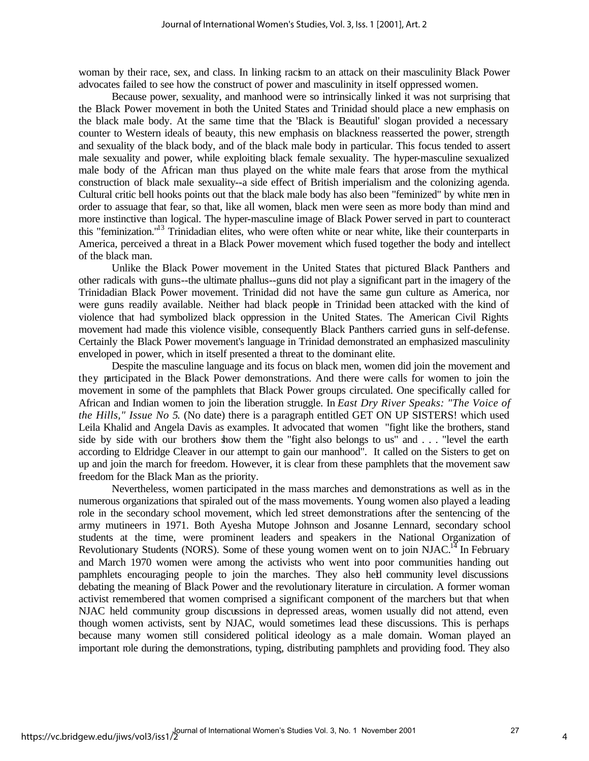woman by their race, sex, and class. In linking racism to an attack on their masculinity Black Power advocates failed to see how the construct of power and masculinity in itself oppressed women.

Because power, sexuality, and manhood were so intrinsically linked it was not surprising that the Black Power movement in both the United States and Trinidad should place a new emphasis on the black male body. At the same time that the 'Black is Beautiful' slogan provided a necessary counter to Western ideals of beauty, this new emphasis on blackness reasserted the power, strength and sexuality of the black body, and of the black male body in particular. This focus tended to assert male sexuality and power, while exploiting black female sexuality. The hyper-masculine sexualized male body of the African man thus played on the white male fears that arose from the mythical construction of black male sexuality--a side effect of British imperialism and the colonizing agenda. Cultural critic bell hooks points out that the black male body has also been "feminized" by white men in order to assuage that fear, so that, like all women, black men were seen as more body than mind and more instinctive than logical. The hyper-masculine image of Black Power served in part to counteract this "feminization."[13] Trinidadian elites, who were often white or near white, like their counterparts in America, perceived a threat in a Black Power movement which fused together the body and intellect of the black man.

Unlike the Black Power movement in the United States that pictured Black Panthers and other radicals with guns--the ultimate phallus--guns did not play a significant part in the imagery of the Trinidadian Black Power movement. Trinidad did not have the same gun culture as America, nor were guns readily available. Neither had black people in Trinidad been attacked with the kind of violence that had symbolized black oppression in the United States. The American Civil Rights movement had made this violence visible, consequently Black Panthers carried guns in self-defense. Certainly the Black Power movement's language in Trinidad demonstrated an emphasized masculinity enveloped in power, which in itself presented a threat to the dominant elite.

Despite the masculine language and its focus on black men, women did join the movement and they participated in the Black Power demonstrations. And there were calls for women to join the movement in some of the pamphlets that Black Power groups circulated. One specifically called for African and Indian women to join the liberation struggle. In *East Dry River Speaks: "The Voice of the Hills," Issue No 5.* (No date) there is a paragraph entitled GET ON UP SISTERS! which used Leila Khalid and Angela Davis as examples. It advocated that women "fight like the brothers, stand side by side with our brothers show them the "fight also belongs to us" and . . . "level the earth according to Eldridge Cleaver in our attempt to gain our manhood". It called on the Sisters to get on up and join the march for freedom. However, it is clear from these pamphlets that the movement saw freedom for the Black Man as the priority.

Nevertheless, women participated in the mass marches and demonstrations as well as in the numerous organizations that spiraled out of the mass movements. Young women also played a leading role in the secondary school movement, which led street demonstrations after the sentencing of the army mutineers in 1971. Both Ayesha Mutope Johnson and Josanne Lennard, secondary school students at the time, were prominent leaders and speakers in the National Organization of Revolutionary Students (NORS). Some of these young women went on to join NJAC.[14] In February and March 1970 women were among the activists who went into poor communities handing out pamphlets encouraging people to join the marches. They also held community level discussions debating the meaning of Black Power and the revolutionary literature in circulation. A former woman activist remembered that women comprised a significant component of the marchers but that when NJAC held community group discussions in depressed areas, women usually did not attend, even though women activists, sent by NJAC, would sometimes lead these discussions. This is perhaps because many women still considered political ideology as a male domain. Woman played an important role during the demonstrations, typing, distributing pamphlets and providing food. They also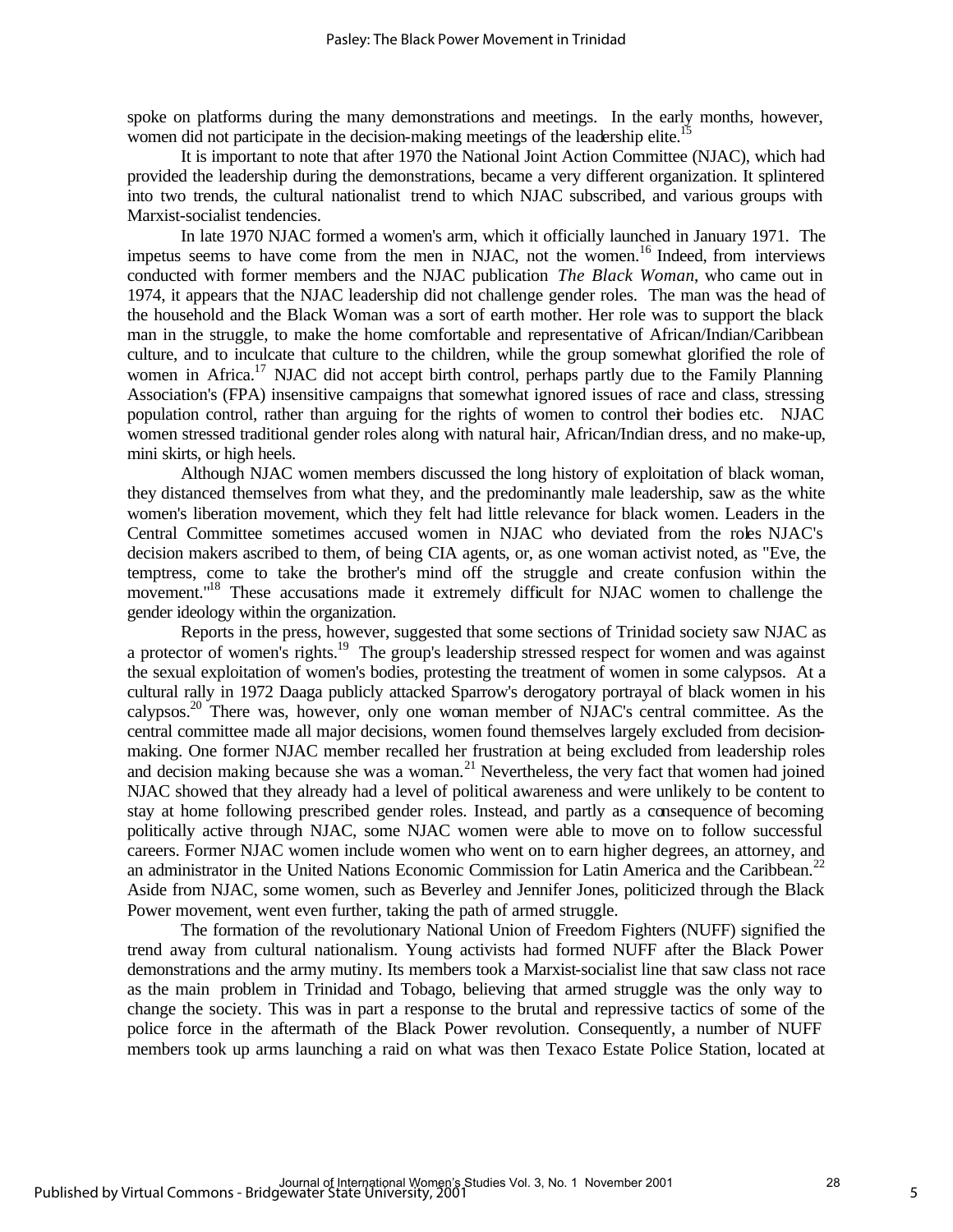spoke on platforms during the many demonstrations and meetings. In the early months, however, women did not participate in the decision-making meetings of the leadership elite.[15]

It is important to note that after 1970 the National Joint Action Committee (NJAC), which had provided the leadership during the demonstrations, became a very different organization. It splintered into two trends, the cultural nationalist trend to which NJAC subscribed, and various groups with Marxist-socialist tendencies.

In late 1970 NJAC formed a women's arm, which it officially launched in January 1971. The impetus seems to have come from the men in NJAC, not the women.[16] Indeed, from interviews conducted with former members and the NJAC publication *The Black Woman*, who came out in 1974, it appears that the NJAC leadership did not challenge gender roles. The man was the head of the household and the Black Woman was a sort of earth mother. Her role was to support the black man in the struggle, to make the home comfortable and representative of African/Indian/Caribbean culture, and to inculcate that culture to the children, while the group somewhat glorified the role of women in Africa.[17] NJAC did not accept birth control, perhaps partly due to the Family Planning Association's (FPA) insensitive campaigns that somewhat ignored issues of race and class, stressing population control, rather than arguing for the rights of women to control their bodies etc. NJAC women stressed traditional gender roles along with natural hair, African/Indian dress, and no make-up, mini skirts, or high heels.

Although NJAC women members discussed the long history of exploitation of black woman, they distanced themselves from what they, and the predominantly male leadership, saw as the white women's liberation movement, which they felt had little relevance for black women. Leaders in the Central Committee sometimes accused women in NJAC who deviated from the roles NJAC's decision makers ascribed to them, of being CIA agents, or, as one woman activist noted, as "Eve, the temptress, come to take the brother's mind off the struggle and create confusion within the movement."[18] These accusations made it extremely difficult for NJAC women to challenge the gender ideology within the organization.

Reports in the press, however, suggested that some sections of Trinidad society saw NJAC as a protector of women's rights.[19] The group's leadership stressed respect for women and was against the sexual exploitation of women's bodies, protesting the treatment of women in some calypsos. At a cultural rally in 1972 Daaga publicly attacked Sparrow's derogatory portrayal of black women in his calypsos.[20] There was, however, only one woman member of NJAC's central committee. As the central committee made all major decisions, women found themselves largely excluded from decision-making. One former NJAC member recalled her frustration at being excluded from leadership roles and decision making because she was a woman.[21] Nevertheless, the very fact that women had joined NJAC showed that they already had a level of political awareness and were unlikely to be content to stay at home following prescribed gender roles. Instead, and partly as a consequence of becoming politically active through NJAC, some NJAC women were able to move on to follow successful careers. Former NJAC women include women who went on to earn higher degrees, an attorney, and an administrator in the United Nations Economic Commission for Latin America and the Caribbean.[22] Aside from NJAC, some women, such as Beverley and Jennifer Jones, politicized through the Black Power movement, went even further, taking the path of armed struggle.

The formation of the revolutionary National Union of Freedom Fighters (NUFF) signified the trend away from cultural nationalism. Young activists had formed NUFF after the Black Power demonstrations and the army mutiny. Its members took a Marxist-socialist line that saw class not race as the main problem in Trinidad and Tobago, believing that armed struggle was the only way to change the society. This was in part a response to the brutal and repressive tactics of some of the police force in the aftermath of the Black Power revolution. Consequently, a number of NUFF members took up arms launching a raid on what was then Texaco Estate Police Station, located at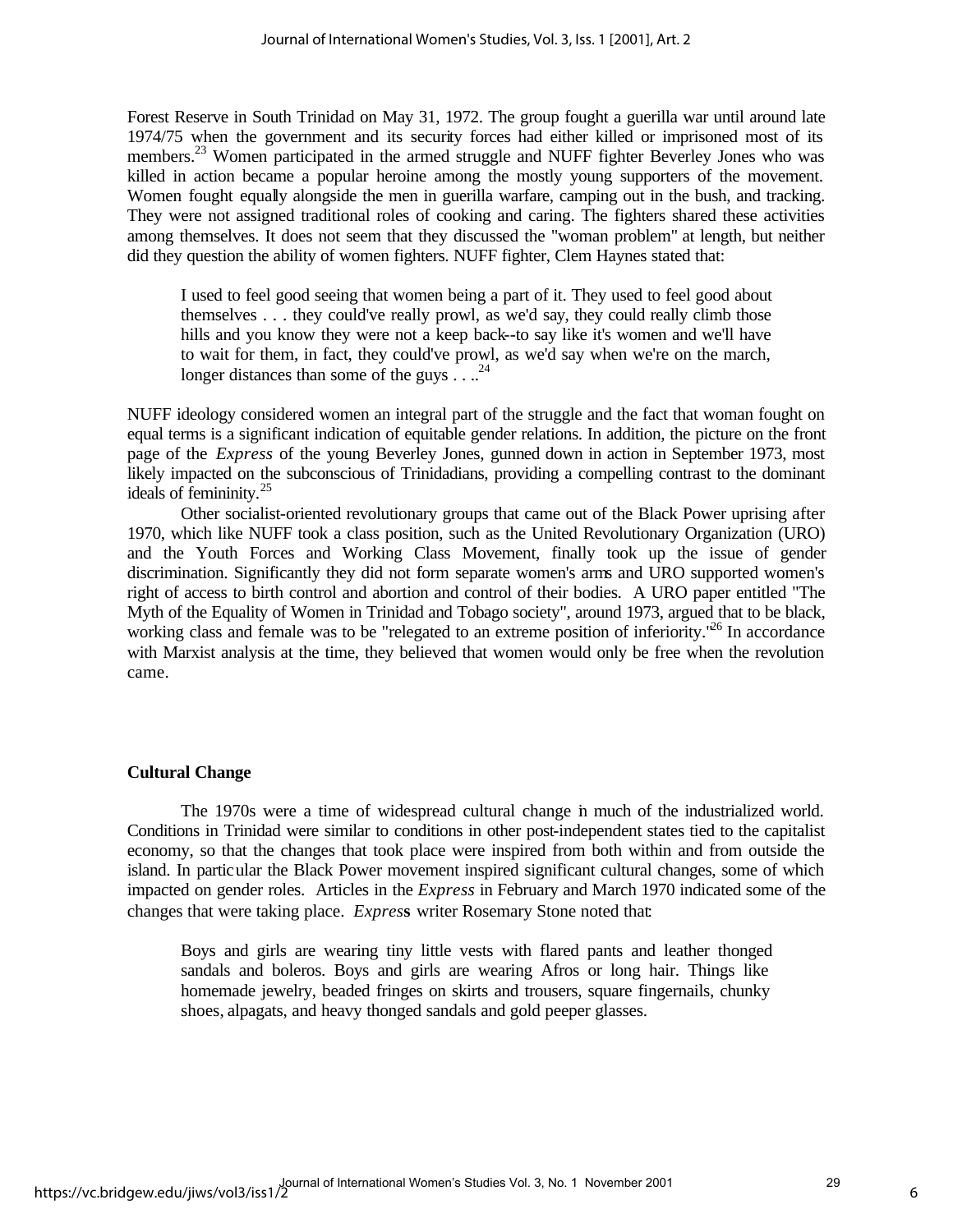Forest Reserve in South Trinidad on May 31, 1972. The group fought a guerilla war until around late 1974/75 when the government and its security forces had either killed or imprisoned most of its members.[23] Women participated in the armed struggle and NUFF fighter Beverley Jones who was killed in action became a popular heroine among the mostly young supporters of the movement. Women fought equally alongside the men in guerilla warfare, camping out in the bush, and tracking. They were not assigned traditional roles of cooking and caring. The fighters shared these activities among themselves. It does not seem that they discussed the "woman problem" at length, but neither did they question the ability of women fighters. NUFF fighter, Clem Haynes stated that:

> I used to feel good seeing that women being a part of it. They used to feel good about themselves . . . they could've really prowl, as we'd say, they could really climb those hills and you know they were not a keep back--to say like it's women and we'll have to wait for them, in fact, they could've prowl, as we'd say when we're on the march, longer distances than some of the guys . . ..[24]

NUFF ideology considered women an integral part of the struggle and the fact that woman fought on equal terms is a significant indication of equitable gender relations. In addition, the picture on the front page of the *Express* of the young Beverley Jones, gunned down in action in September 1973, most likely impacted on the subconscious of Trinidadians, providing a compelling contrast to the dominant ideals of femininity.[25]

Other socialist-oriented revolutionary groups that came out of the Black Power uprising after 1970, which like NUFF took a class position, such as the United Revolutionary Organization (URO) and the Youth Forces and Working Class Movement, finally took up the issue of gender discrimination. Significantly they did not form separate women's arms and URO supported women's right of access to birth control and abortion and control of their bodies. A URO paper entitled "The Myth of the Equality of Women in Trinidad and Tobago society", around 1973, argued that to be black, working class and female was to be "relegated to an extreme position of inferiority."[26] In accordance with Marxist analysis at the time, they believed that women would only be free when the revolution came.

## Cultural Change

The 1970s were a time of widespread cultural change in much of the industrialized world. Conditions in Trinidad were similar to conditions in other post-independent states tied to the capitalist economy, so that the changes that took place were inspired from both within and from outside the island. In particular the Black Power movement inspired significant cultural changes, some of which impacted on gender roles. Articles in the *Express* in February and March 1970 indicated some of the changes that were taking place. *Express* writer Rosemary Stone noted that:

> Boys and girls are wearing tiny little vests with flared pants and leather thonged sandals and boleros. Boys and girls are wearing Afros or long hair. Things like homemade jewelry, beaded fringes on skirts and trousers, square fingernails, chunky shoes, alpagats, and heavy thonged sandals and gold peeper glasses.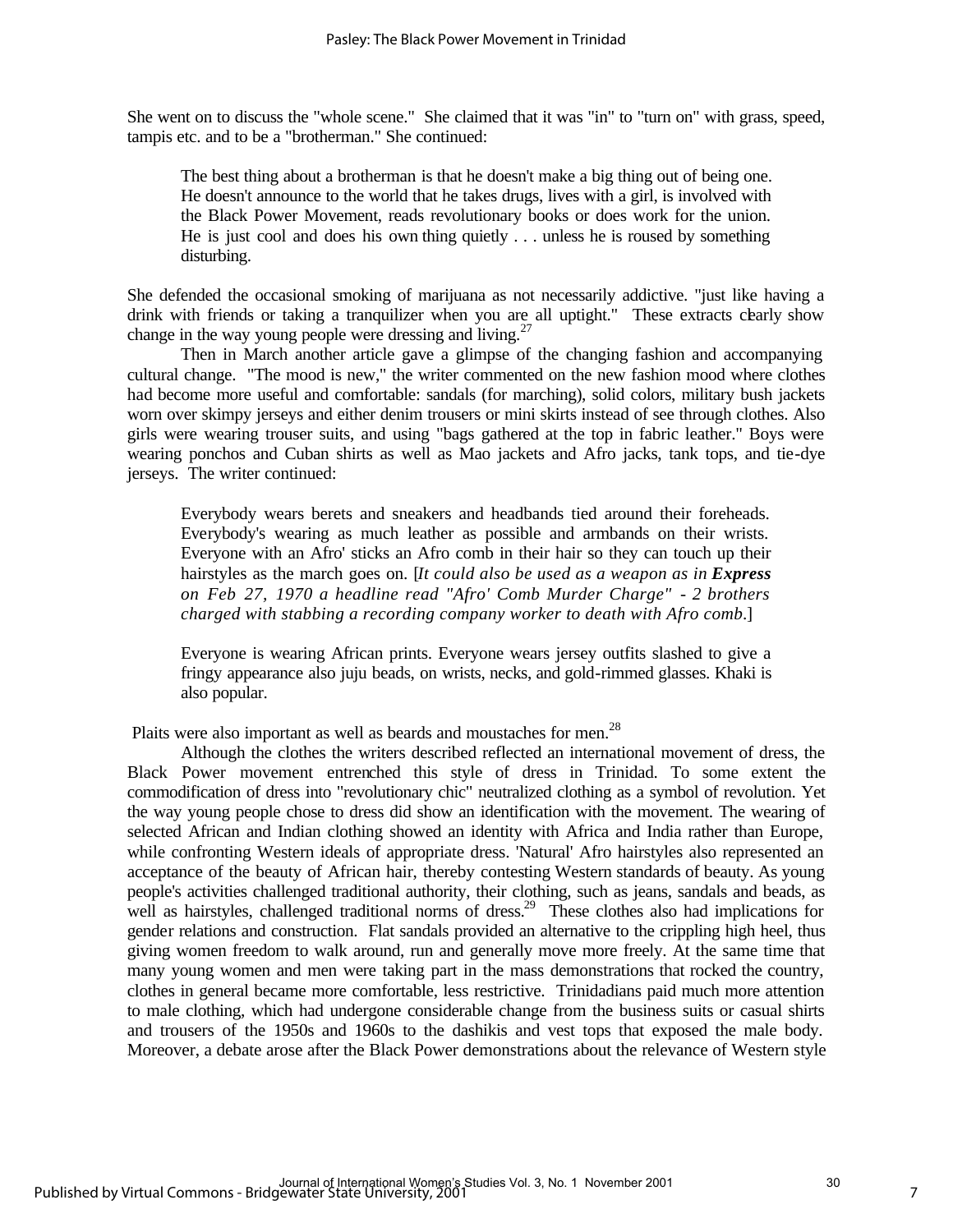She went on to discuss the "whole scene." She claimed that it was "in" to "turn on" with grass, speed, tampis etc. and to be a "brotherman." She continued:

> The best thing about a brotherman is that he doesn't make a big thing out of being one. He doesn't announce to the world that he takes drugs, lives with a girl, is involved with the Black Power Movement, reads revolutionary books or does work for the union. He is just cool and does his own thing quietly . . . unless he is roused by something disturbing.

She defended the occasional smoking of marijuana as not necessarily addictive. "just like having a drink with friends or taking a tranquilizer when you are all uptight." These extracts clearly show change in the way young people were dressing and living.[27]

Then in March another article gave a glimpse of the changing fashion and accompanying cultural change. "The mood is new," the writer commented on the new fashion mood where clothes had become more useful and comfortable: sandals (for marching), solid colors, military bush jackets worn over skimpy jerseys and either denim trousers or mini skirts instead of see through clothes. Also girls were wearing trouser suits, and using "bags gathered at the top in fabric leather." Boys were wearing ponchos and Cuban shirts as well as Mao jackets and Afro jacks, tank tops, and tie-dye jerseys. The writer continued:

> Everybody wears berets and sneakers and headbands tied around their foreheads. Everybody's wearing as much leather as possible and armbands on their wrists. Everyone with an Afro' sticks an Afro comb in their hair so they can touch up their hairstyles as the march goes on. [*It could also be used as a weapon as in **Express** on Feb 27, 1970 a headline read "Afro' Comb Murder Charge" - 2 brothers charged with stabbing a recording company worker to death with Afro comb.*]
>
> Everyone is wearing African prints. Everyone wears jersey outfits slashed to give a fringy appearance also juju beads, on wrists, necks, and gold-rimmed glasses. Khaki is also popular.

Plaits were also important as well as beards and moustaches for men.[28]

Although the clothes the writers described reflected an international movement of dress, the Black Power movement entrenched this style of dress in Trinidad. To some extent the commodification of dress into "revolutionary chic" neutralized clothing as a symbol of revolution. Yet the way young people chose to dress did show an identification with the movement. The wearing of selected African and Indian clothing showed an identity with Africa and India rather than Europe, while confronting Western ideals of appropriate dress. 'Natural' Afro hairstyles also represented an acceptance of the beauty of African hair, thereby contesting Western standards of beauty. As young people's activities challenged traditional authority, their clothing, such as jeans, sandals and beads, as well as hairstyles, challenged traditional norms of dress.[29] These clothes also had implications for gender relations and construction. Flat sandals provided an alternative to the crippling high heel, thus giving women freedom to walk around, run and generally move more freely. At the same time that many young women and men were taking part in the mass demonstrations that rocked the country, clothes in general became more comfortable, less restrictive. Trinidadians paid much more attention to male clothing, which had undergone considerable change from the business suits or casual shirts and trousers of the 1950s and 1960s to the dashikis and vest tops that exposed the male body. Moreover, a debate arose after the Black Power demonstrations about the relevance of Western style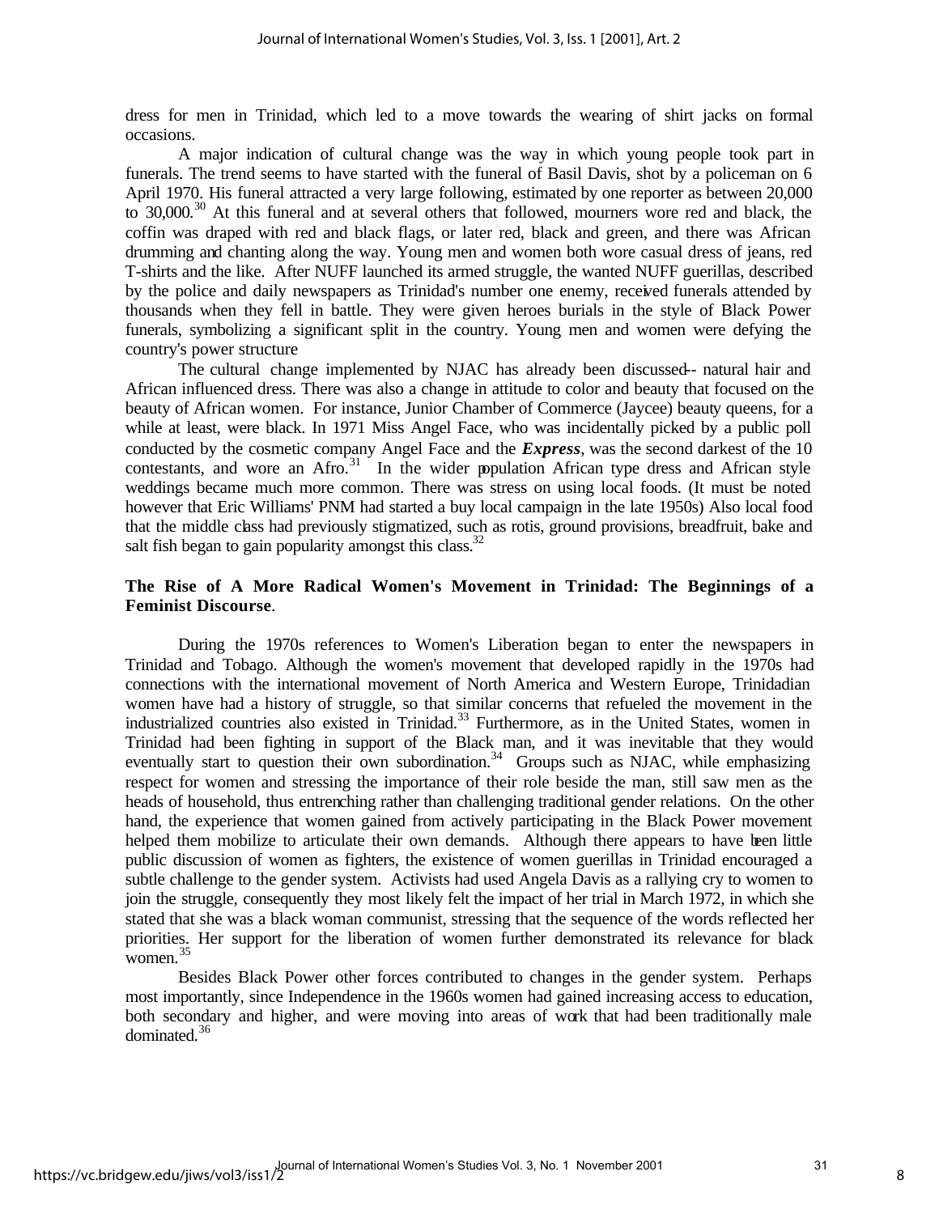dress for men in Trinidad, which led to a move towards the wearing of shirt jacks on formal occasions.

A major indication of cultural change was the way in which young people took part in funerals. The trend seems to have started with the funeral of Basil Davis, shot by a policeman on 6 April 1970. His funeral attracted a very large following, estimated by one reporter as between 20,000 to 30,000.[30] At this funeral and at several others that followed, mourners wore red and black, the coffin was draped with red and black flags, or later red, black and green, and there was African drumming and chanting along the way. Young men and women both wore casual dress of jeans, red T-shirts and the like. After NUFF launched its armed struggle, the wanted NUFF guerillas, described by the police and daily newspapers as Trinidad's number one enemy, received funerals attended by thousands when they fell in battle. They were given heroes burials in the style of Black Power funerals, symbolizing a significant split in the country. Young men and women were defying the country's power structure

The cultural change implemented by NJAC has already been discussed-- natural hair and African influenced dress. There was also a change in attitude to color and beauty that focused on the beauty of African women. For instance, Junior Chamber of Commerce (Jaycee) beauty queens, for a while at least, were black. In 1971 Miss Angel Face, who was incidentally picked by a public poll conducted by the cosmetic company Angel Face and the ***Express***, was the second darkest of the 10 contestants, and wore an Afro.[31] In the wider population African type dress and African style weddings became much more common. There was stress on using local foods. (It must be noted however that Eric Williams' PNM had started a buy local campaign in the late 1950s) Also local food that the middle class had previously stigmatized, such as rotis, ground provisions, breadfruit, bake and salt fish began to gain popularity amongst this class.[32]

## **The Rise of A More Radical Women's Movement in Trinidad: The Beginnings of a Feminist Discourse**.

During the 1970s references to Women's Liberation began to enter the newspapers in Trinidad and Tobago. Although the women's movement that developed rapidly in the 1970s had connections with the international movement of North America and Western Europe, Trinidadian women have had a history of struggle, so that similar concerns that refueled the movement in the industrialized countries also existed in Trinidad.[33] Furthermore, as in the United States, women in Trinidad had been fighting in support of the Black man, and it was inevitable that they would eventually start to question their own subordination.[34] Groups such as NJAC, while emphasizing respect for women and stressing the importance of their role beside the man, still saw men as the heads of household, thus entrenching rather than challenging traditional gender relations. On the other hand, the experience that women gained from actively participating in the Black Power movement helped them mobilize to articulate their own demands. Although there appears to have been little public discussion of women as fighters, the existence of women guerillas in Trinidad encouraged a subtle challenge to the gender system. Activists had used Angela Davis as a rallying cry to women to join the struggle, consequently they most likely felt the impact of her trial in March 1972, in which she stated that she was a black woman communist, stressing that the sequence of the words reflected her priorities. Her support for the liberation of women further demonstrated its relevance for black women.[35]

Besides Black Power other forces contributed to changes in the gender system. Perhaps most importantly, since Independence in the 1960s women had gained increasing access to education, both secondary and higher, and were moving into areas of work that had been traditionally male dominated.[36]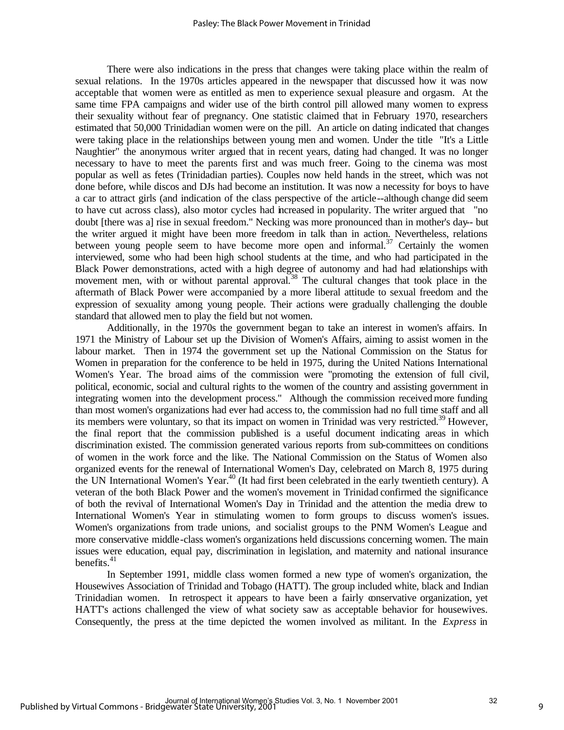There were also indications in the press that changes were taking place within the realm of sexual relations. In the 1970s articles appeared in the newspaper that discussed how it was now acceptable that women were as entitled as men to experience sexual pleasure and orgasm. At the same time FPA campaigns and wider use of the birth control pill allowed many women to express their sexuality without fear of pregnancy. One statistic claimed that in February 1970, researchers estimated that 50,000 Trinidadian women were on the pill. An article on dating indicated that changes were taking place in the relationships between young men and women. Under the title "It's a Little Naughtier" the anonymous writer argued that in recent years, dating had changed. It was no longer necessary to have to meet the parents first and was much freer. Going to the cinema was most popular as well as fetes (Trinidadian parties). Couples now held hands in the street, which was not done before, while discos and DJs had become an institution. It was now a necessity for boys to have a car to attract girls (and indication of the class perspective of the article--although change did seem to have cut across class), also motor cycles had increased in popularity. The writer argued that "no doubt [there was a] rise in sexual freedom." Necking was more pronounced than in mother's day-- but the writer argued it might have been more freedom in talk than in action. Nevertheless, relations between young people seem to have become more open and informal.[37] Certainly the women interviewed, some who had been high school students at the time, and who had participated in the Black Power demonstrations, acted with a high degree of autonomy and had had relationships with movement men, with or without parental approval.[38] The cultural changes that took place in the aftermath of Black Power were accompanied by a more liberal attitude to sexual freedom and the expression of sexuality among young people. Their actions were gradually challenging the double standard that allowed men to play the field but not women.

Additionally, in the 1970s the government began to take an interest in women's affairs. In 1971 the Ministry of Labour set up the Division of Women's Affairs, aiming to assist women in the labour market. Then in 1974 the government set up the National Commission on the Status for Women in preparation for the conference to be held in 1975, during the United Nations International Women's Year. The broad aims of the commission were "promoting the extension of full civil, political, economic, social and cultural rights to the women of the country and assisting government in integrating women into the development process." Although the commission received more funding than most women's organizations had ever had access to, the commission had no full time staff and all its members were voluntary, so that its impact on women in Trinidad was very restricted.[39] However, the final report that the commission published is a useful document indicating areas in which discrimination existed. The commission generated various reports from sub-committees on conditions of women in the work force and the like. The National Commission on the Status of Women also organized events for the renewal of International Women's Day, celebrated on March 8, 1975 during the UN International Women's Year.[40] (It had first been celebrated in the early twentieth century). A veteran of the both Black Power and the women's movement in Trinidad confirmed the significance of both the revival of International Women's Day in Trinidad and the attention the media drew to International Women's Year in stimulating women to form groups to discuss women's issues. Women's organizations from trade unions, and socialist groups to the PNM Women's League and more conservative middle-class women's organizations held discussions concerning women. The main issues were education, equal pay, discrimination in legislation, and maternity and national insurance benefits.[41]

In September 1991, middle class women formed a new type of women's organization, the Housewives Association of Trinidad and Tobago (HATT). The group included white, black and Indian Trinidadian women. In retrospect it appears to have been a fairly conservative organization, yet HATT's actions challenged the view of what society saw as acceptable behavior for housewives. Consequently, the press at the time depicted the women involved as militant. In the *Express* in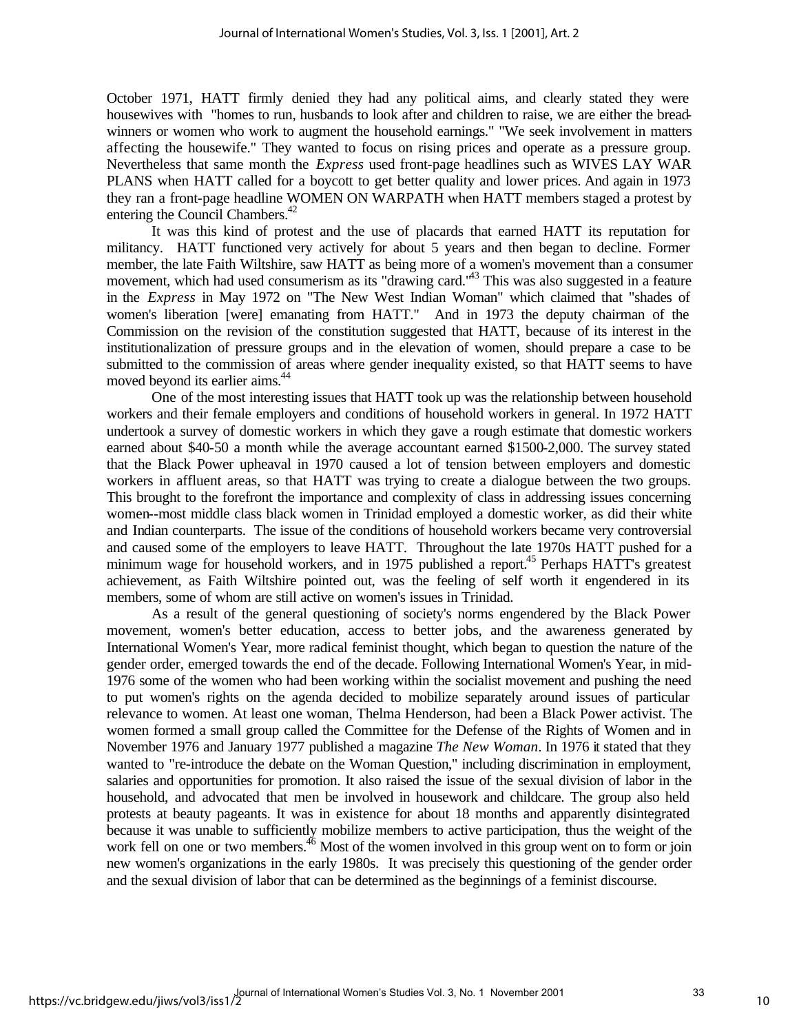October 1971, HATT firmly denied they had any political aims, and clearly stated they were housewives with "homes to run, husbands to look after and children to raise, we are either the bread-winners or women who work to augment the household earnings." "We seek involvement in matters affecting the housewife." They wanted to focus on rising prices and operate as a pressure group. Nevertheless that same month the *Express* used front-page headlines such as WIVES LAY WAR PLANS when HATT called for a boycott to get better quality and lower prices. And again in 1973 they ran a front-page headline WOMEN ON WARPATH when HATT members staged a protest by entering the Council Chambers.[42]

It was this kind of protest and the use of placards that earned HATT its reputation for militancy. HATT functioned very actively for about 5 years and then began to decline. Former member, the late Faith Wiltshire, saw HATT as being more of a women's movement than a consumer movement, which had used consumerism as its "drawing card."[43] This was also suggested in a feature in the *Express* in May 1972 on "The New West Indian Woman" which claimed that "shades of women's liberation [were] emanating from HATT." And in 1973 the deputy chairman of the Commission on the revision of the constitution suggested that HATT, because of its interest in the institutionalization of pressure groups and in the elevation of women, should prepare a case to be submitted to the commission of areas where gender inequality existed, so that HATT seems to have moved beyond its earlier aims.[44]

One of the most interesting issues that HATT took up was the relationship between household workers and their female employers and conditions of household workers in general. In 1972 HATT undertook a survey of domestic workers in which they gave a rough estimate that domestic workers earned about $40-50 a month while the average accountant earned $1500-2,000. The survey stated that the Black Power upheaval in 1970 caused a lot of tension between employers and domestic workers in affluent areas, so that HATT was trying to create a dialogue between the two groups. This brought to the forefront the importance and complexity of class in addressing issues concerning women--most middle class black women in Trinidad employed a domestic worker, as did their white and Indian counterparts. The issue of the conditions of household workers became very controversial and caused some of the employers to leave HATT. Throughout the late 1970s HATT pushed for a minimum wage for household workers, and in 1975 published a report.[45] Perhaps HATT's greatest achievement, as Faith Wiltshire pointed out, was the feeling of self worth it engendered in its members, some of whom are still active on women's issues in Trinidad.

As a result of the general questioning of society's norms engendered by the Black Power movement, women's better education, access to better jobs, and the awareness generated by International Women's Year, more radical feminist thought, which began to question the nature of the gender order, emerged towards the end of the decade. Following International Women's Year, in mid-1976 some of the women who had been working within the socialist movement and pushing the need to put women's rights on the agenda decided to mobilize separately around issues of particular relevance to women. At least one woman, Thelma Henderson, had been a Black Power activist. The women formed a small group called the Committee for the Defense of the Rights of Women and in November 1976 and January 1977 published a magazine *The New Woman*. In 1976 it stated that they wanted to "re-introduce the debate on the Woman Question," including discrimination in employment, salaries and opportunities for promotion. It also raised the issue of the sexual division of labor in the household, and advocated that men be involved in housework and childcare. The group also held protests at beauty pageants. It was in existence for about 18 months and apparently disintegrated because it was unable to sufficiently mobilize members to active participation, thus the weight of the work fell on one or two members.[46] Most of the women involved in this group went on to form or join new women's organizations in the early 1980s. It was precisely this questioning of the gender order and the sexual division of labor that can be determined as the beginnings of a feminist discourse.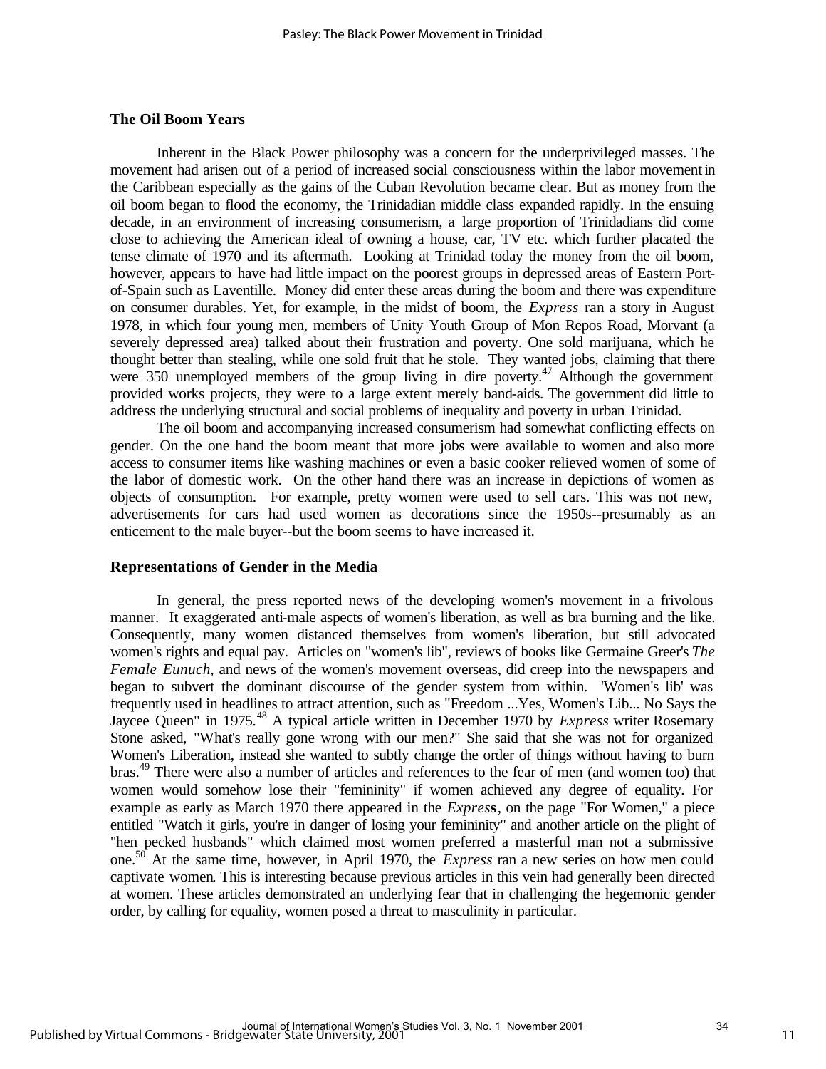### The Oil Boom Years

Inherent in the Black Power philosophy was a concern for the underprivileged masses. The movement had arisen out of a period of increased social consciousness within the labor movement in the Caribbean especially as the gains of the Cuban Revolution became clear. But as money from the oil boom began to flood the economy, the Trinidadian middle class expanded rapidly. In the ensuing decade, in an environment of increasing consumerism, a large proportion of Trinidadians did come close to achieving the American ideal of owning a house, car, TV etc. which further placated the tense climate of 1970 and its aftermath. Looking at Trinidad today the money from the oil boom, however, appears to have had little impact on the poorest groups in depressed areas of Eastern Port-of-Spain such as Laventille. Money did enter these areas during the boom and there was expenditure on consumer durables. Yet, for example, in the midst of boom, the *Express* ran a story in August 1978, in which four young men, members of Unity Youth Group of Mon Repos Road, Morvant (a severely depressed area) talked about their frustration and poverty. One sold marijuana, which he thought better than stealing, while one sold fruit that he stole. They wanted jobs, claiming that there were 350 unemployed members of the group living in dire poverty.[47] Although the government provided works projects, they were to a large extent merely band-aids. The government did little to address the underlying structural and social problems of inequality and poverty in urban Trinidad.

The oil boom and accompanying increased consumerism had somewhat conflicting effects on gender. On the one hand the boom meant that more jobs were available to women and also more access to consumer items like washing machines or even a basic cooker relieved women of some of the labor of domestic work. On the other hand there was an increase in depictions of women as objects of consumption. For example, pretty women were used to sell cars. This was not new, advertisements for cars had used women as decorations since the 1950s--presumably as an enticement to the male buyer--but the boom seems to have increased it.

### Representations of Gender in the Media

In general, the press reported news of the developing women's movement in a frivolous manner. It exaggerated anti-male aspects of women's liberation, as well as bra burning and the like. Consequently, many women distanced themselves from women's liberation, but still advocated women's rights and equal pay. Articles on "women's lib", reviews of books like Germaine Greer's *The Female Eunuch*, and news of the women's movement overseas, did creep into the newspapers and began to subvert the dominant discourse of the gender system from within. 'Women's lib' was frequently used in headlines to attract attention, such as "Freedom ...Yes, Women's Lib... No Says the Jaycee Queen" in 1975.[48] A typical article written in December 1970 by *Express* writer Rosemary Stone asked, "What's really gone wrong with our men?" She said that she was not for organized Women's Liberation, instead she wanted to subtly change the order of things without having to burn bras.[49] There were also a number of articles and references to the fear of men (and women too) that women would somehow lose their "femininity" if women achieved any degree of equality. For example as early as March 1970 there appeared in the *Express*, on the page "For Women," a piece entitled "Watch it girls, you're in danger of losing your femininity" and another article on the plight of "hen pecked husbands" which claimed most women preferred a masterful man not a submissive one.[50] At the same time, however, in April 1970, the *Express* ran a new series on how men could captivate women. This is interesting because previous articles in this vein had generally been directed at women. These articles demonstrated an underlying fear that in challenging the hegemonic gender order, by calling for equality, women posed a threat to masculinity in particular.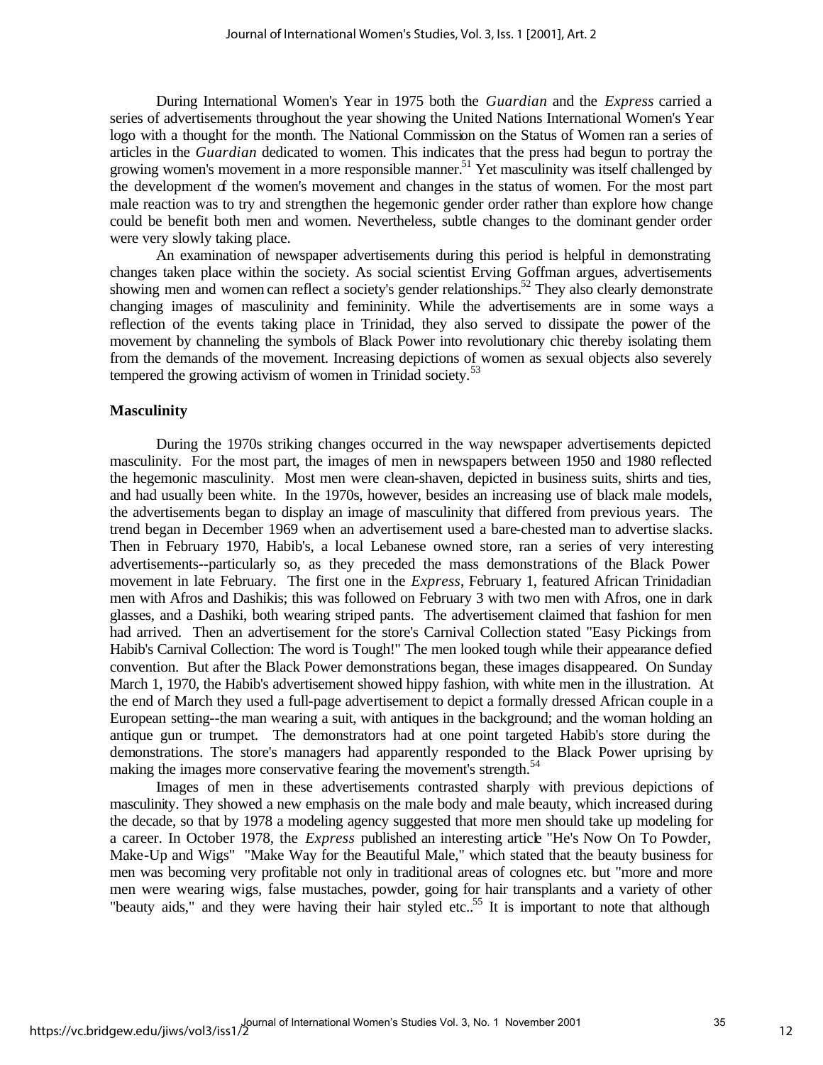During International Women's Year in 1975 both the *Guardian* and the *Express* carried a series of advertisements throughout the year showing the United Nations International Women's Year logo with a thought for the month. The National Commission on the Status of Women ran a series of articles in the *Guardian* dedicated to women. This indicates that the press had begun to portray the growing women's movement in a more responsible manner.[51] Yet masculinity was itself challenged by the development of the women's movement and changes in the status of women. For the most part male reaction was to try and strengthen the hegemonic gender order rather than explore how change could be benefit both men and women. Nevertheless, subtle changes to the dominant gender order were very slowly taking place.

An examination of newspaper advertisements during this period is helpful in demonstrating changes taken place within the society. As social scientist Erving Goffman argues, advertisements showing men and women can reflect a society's gender relationships.[52] They also clearly demonstrate changing images of masculinity and femininity. While the advertisements are in some ways a reflection of the events taking place in Trinidad, they also served to dissipate the power of the movement by channeling the symbols of Black Power into revolutionary chic thereby isolating them from the demands of the movement. Increasing depictions of women as sexual objects also severely tempered the growing activism of women in Trinidad society.[53]

**Masculinity**

During the 1970s striking changes occurred in the way newspaper advertisements depicted masculinity. For the most part, the images of men in newspapers between 1950 and 1980 reflected the hegemonic masculinity. Most men were clean-shaven, depicted in business suits, shirts and ties, and had usually been white. In the 1970s, however, besides an increasing use of black male models, the advertisements began to display an image of masculinity that differed from previous years. The trend began in December 1969 when an advertisement used a bare-chested man to advertise slacks. Then in February 1970, Habib's, a local Lebanese owned store, ran a series of very interesting advertisements--particularly so, as they preceded the mass demonstrations of the Black Power movement in late February. The first one in the *Express*, February 1, featured African Trinidadian men with Afros and Dashikis; this was followed on February 3 with two men with Afros, one in dark glasses, and a Dashiki, both wearing striped pants. The advertisement claimed that fashion for men had arrived. Then an advertisement for the store's Carnival Collection stated "Easy Pickings from Habib's Carnival Collection: The word is Tough!" The men looked tough while their appearance defied convention. But after the Black Power demonstrations began, these images disappeared. On Sunday March 1, 1970, the Habib's advertisement showed hippy fashion, with white men in the illustration. At the end of March they used a full-page advertisement to depict a formally dressed African couple in a European setting--the man wearing a suit, with antiques in the background; and the woman holding an antique gun or trumpet. The demonstrators had at one point targeted Habib's store during the demonstrations. The store's managers had apparently responded to the Black Power uprising by making the images more conservative fearing the movement's strength.[54]

Images of men in these advertisements contrasted sharply with previous depictions of masculinity. They showed a new emphasis on the male body and male beauty, which increased during the decade, so that by 1978 a modeling agency suggested that more men should take up modeling for a career. In October 1978, the *Express* published an interesting article "He's Now On To Powder, Make-Up and Wigs" "Make Way for the Beautiful Male," which stated that the beauty business for men was becoming very profitable not only in traditional areas of colognes etc. but "more and more men were wearing wigs, false mustaches, powder, going for hair transplants and a variety of other "beauty aids," and they were having their hair styled etc..[55] It is important to note that although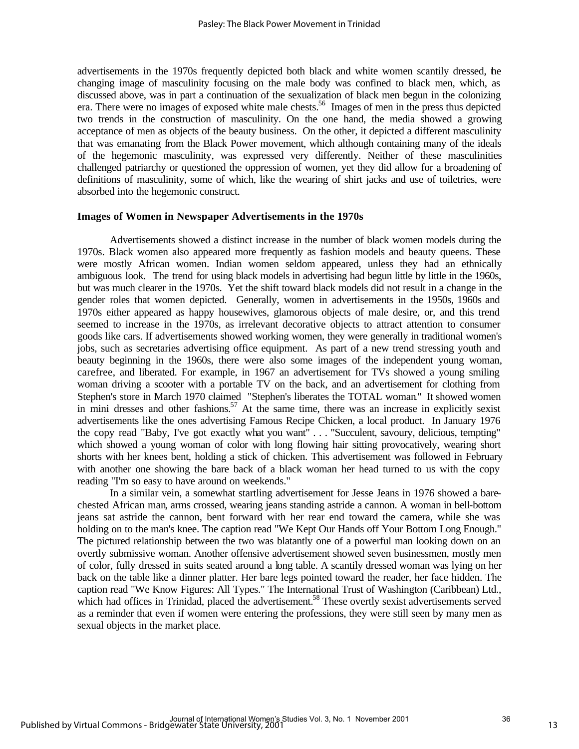advertisements in the 1970s frequently depicted both black and white women scantily dressed, the changing image of masculinity focusing on the male body was confined to black men, which, as discussed above, was in part a continuation of the sexualization of black men begun in the colonizing era. There were no images of exposed white male chests.[56] Images of men in the press thus depicted two trends in the construction of masculinity. On the one hand, the media showed a growing acceptance of men as objects of the beauty business. On the other, it depicted a different masculinity that was emanating from the Black Power movement, which although containing many of the ideals of the hegemonic masculinity, was expressed very differently. Neither of these masculinities challenged patriarchy or questioned the oppression of women, yet they did allow for a broadening of definitions of masculinity, some of which, like the wearing of shirt jacks and use of toiletries, were absorbed into the hegemonic construct.

### Images of Women in Newspaper Advertisements in the 1970s

Advertisements showed a distinct increase in the number of black women models during the 1970s. Black women also appeared more frequently as fashion models and beauty queens. These were mostly African women. Indian women seldom appeared, unless they had an ethnically ambiguous look. The trend for using black models in advertising had begun little by little in the 1960s, but was much clearer in the 1970s. Yet the shift toward black models did not result in a change in the gender roles that women depicted. Generally, women in advertisements in the 1950s, 1960s and 1970s either appeared as happy housewives, glamorous objects of male desire, or, and this trend seemed to increase in the 1970s, as irrelevant decorative objects to attract attention to consumer goods like cars. If advertisements showed working women, they were generally in traditional women's jobs, such as secretaries advertising office equipment. As part of a new trend stressing youth and beauty beginning in the 1960s, there were also some images of the independent young woman, carefree, and liberated. For example, in 1967 an advertisement for TVs showed a young smiling woman driving a scooter with a portable TV on the back, and an advertisement for clothing from Stephen's store in March 1970 claimed "Stephen's liberates the TOTAL woman." It showed women in mini dresses and other fashions.[57] At the same time, there was an increase in explicitly sexist advertisements like the ones advertising Famous Recipe Chicken, a local product. In January 1976 the copy read "Baby, I've got exactly what you want" . . . "Succulent, savoury, delicious, tempting" which showed a young woman of color with long flowing hair sitting provocatively, wearing short shorts with her knees bent, holding a stick of chicken. This advertisement was followed in February with another one showing the bare back of a black woman her head turned to us with the copy reading "I'm so easy to have around on weekends."

In a similar vein, a somewhat startling advertisement for Jesse Jeans in 1976 showed a bare-chested African man, arms crossed, wearing jeans standing astride a cannon. A woman in bell-bottom jeans sat astride the cannon, bent forward with her rear end toward the camera, while she was holding on to the man's knee. The caption read "We Kept Our Hands off Your Bottom Long Enough." The pictured relationship between the two was blatantly one of a powerful man looking down on an overtly submissive woman. Another offensive advertisement showed seven businessmen, mostly men of color, fully dressed in suits seated around a long table. A scantily dressed woman was lying on her back on the table like a dinner platter. Her bare legs pointed toward the reader, her face hidden. The caption read "We Know Figures: All Types." The International Trust of Washington (Caribbean) Ltd., which had offices in Trinidad, placed the advertisement.[58] These overtly sexist advertisements served as a reminder that even if women were entering the professions, they were still seen by many men as sexual objects in the market place.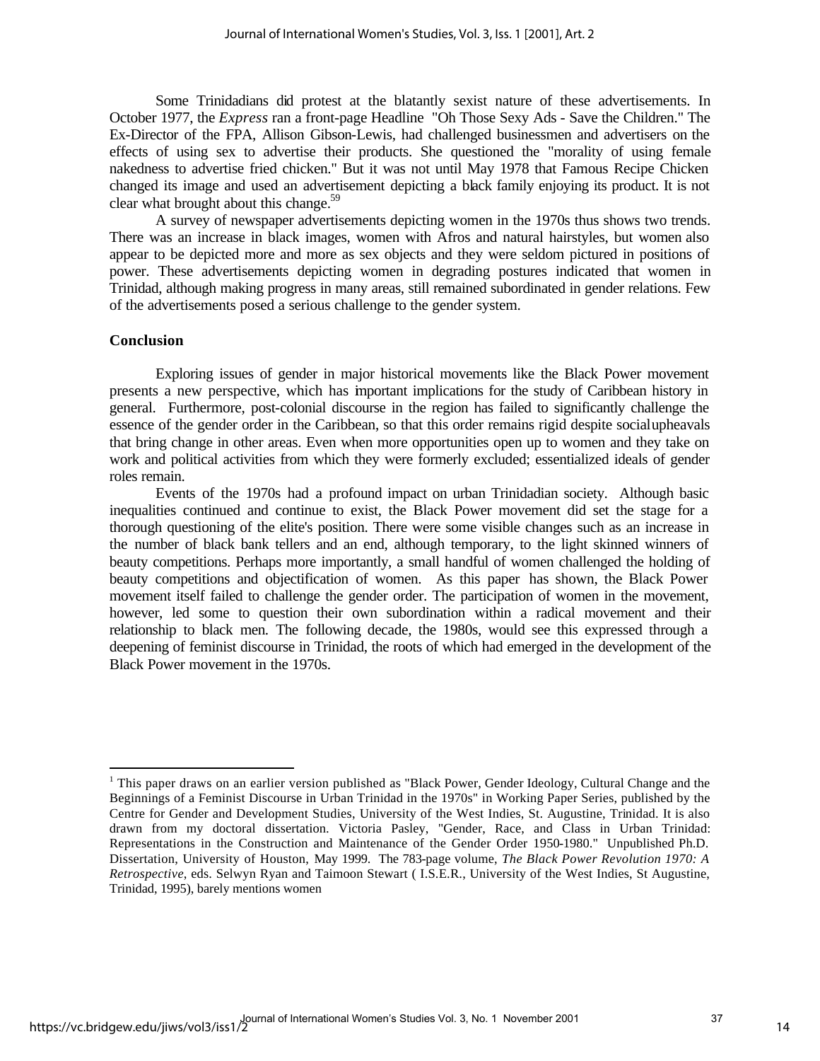Some Trinidadians did protest at the blatantly sexist nature of these advertisements. In October 1977, the *Express* ran a front-page Headline "Oh Those Sexy Ads - Save the Children." The Ex-Director of the FPA, Allison Gibson-Lewis, had challenged businessmen and advertisers on the effects of using sex to advertise their products. She questioned the "morality of using female nakedness to advertise fried chicken." But it was not until May 1978 that Famous Recipe Chicken changed its image and used an advertisement depicting a black family enjoying its product. It is not clear what brought about this change.[59]

A survey of newspaper advertisements depicting women in the 1970s thus shows two trends. There was an increase in black images, women with Afros and natural hairstyles, but women also appear to be depicted more and more as sex objects and they were seldom pictured in positions of power. These advertisements depicting women in degrading postures indicated that women in Trinidad, although making progress in many areas, still remained subordinated in gender relations. Few of the advertisements posed a serious challenge to the gender system.

## Conclusion

Exploring issues of gender in major historical movements like the Black Power movement presents a new perspective, which has important implications for the study of Caribbean history in general. Furthermore, post-colonial discourse in the region has failed to significantly challenge the essence of the gender order in the Caribbean, so that this order remains rigid despite social upheavals that bring change in other areas. Even when more opportunities open up to women and they take on work and political activities from which they were formerly excluded; essentialized ideals of gender roles remain.

Events of the 1970s had a profound impact on urban Trinidadian society. Although basic inequalities continued and continue to exist, the Black Power movement did set the stage for a thorough questioning of the elite's position. There were some visible changes such as an increase in the number of black bank tellers and an end, although temporary, to the light skinned winners of beauty competitions. Perhaps more importantly, a small handful of women challenged the holding of beauty competitions and objectification of women. As this paper has shown, the Black Power movement itself failed to challenge the gender order. The participation of women in the movement, however, led some to question their own subordination within a radical movement and their relationship to black men. The following decade, the 1980s, would see this expressed through a deepening of feminist discourse in Trinidad, the roots of which had emerged in the development of the Black Power movement in the 1970s.

---

[1] This paper draws on an earlier version published as "Black Power, Gender Ideology, Cultural Change and the Beginnings of a Feminist Discourse in Urban Trinidad in the 1970s" in Working Paper Series, published by the Centre for Gender and Development Studies, University of the West Indies, St. Augustine, Trinidad. It is also drawn from my doctoral dissertation. Victoria Pasley, "Gender, Race, and Class in Urban Trinidad: Representations in the Construction and Maintenance of the Gender Order 1950-1980." Unpublished Ph.D. Dissertation, University of Houston, May 1999. The 783-page volume, *The Black Power Revolution 1970: A Retrospective*, eds. Selwyn Ryan and Taimoon Stewart ( I.S.E.R., University of the West Indies, St Augustine, Trinidad, 1995), barely mentions women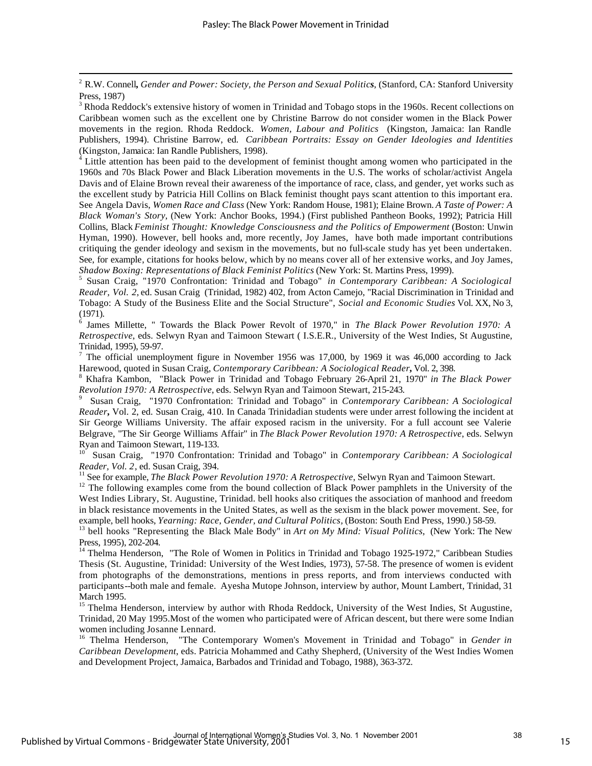[2] R.W. Connell**,** *Gender and Power: Society, the Person and Sexual Politics*, (Stanford, CA: Stanford University Press, 1987)

[3] Rhoda Reddock's extensive history of women in Trinidad and Tobago stops in the 1960s. Recent collections on Caribbean women such as the excellent one by Christine Barrow do not consider women in the Black Power movements in the region. Rhoda Reddock. *Women, Labour and Politics* (Kingston, Jamaica: Ian Randle Publishers, 1994). Christine Barrow, ed. *Caribbean Portraits: Essay on Gender Ideologies and Identities* (Kingston, Jamaica: Ian Randle Publishers, 1998).

[4] Little attention has been paid to the development of feminist thought among women who participated in the 1960s and 70s Black Power and Black Liberation movements in the U.S. The works of scholar/activist Angela Davis and of Elaine Brown reveal their awareness of the importance of race, class, and gender, yet works such as the excellent study by Patricia Hill Collins on Black feminist thought pays scant attention to this important era. See Angela Davis, *Women Race and Class* (New York: Random House, 1981); Elaine Brown. *A Taste of Power: A Black Woman's Story*, (New York: Anchor Books, 1994.) (First published Pantheon Books, 1992); Patricia Hill Collins, Black *Feminist Thought: Knowledge Consciousness and the Politics of Empowerment* (Boston: Unwin Hyman, 1990). However, bell hooks and, more recently, Joy James, have both made important contributions critiquing the gender ideology and sexism in the movements, but no full-scale study has yet been undertaken. See, for example, citations for hooks below, which by no means cover all of her extensive works, and Joy James, *Shadow Boxing: Representations of Black Feminist Politics* (New York: St. Martins Press, 1999).

[5] Susan Craig, "1970 Confrontation: Trinidad and Tobago" *in Contemporary Caribbean: A Sociological Reader, Vol. 2,* ed. Susan Craig (Trinidad, 1982) 402, from Acton Camejo, "Racial Discrimination in Trinidad and Tobago: A Study of the Business Elite and the Social Structure", *Social and Economic Studies* Vol. XX, No 3, (1971).

[6] James Millette, " Towards the Black Power Revolt of 1970," in *The Black Power Revolution 1970: A Retrospective*, eds. Selwyn Ryan and Taimoon Stewart ( I.S.E.R., University of the West Indies, St Augustine, Trinidad, 1995), 59-97.

[7] The official unemployment figure in November 1956 was 17,000, by 1969 it was 46,000 according to Jack Harewood, quoted in Susan Craig, *Contemporary Caribbean: A Sociological Reader***,** Vol. 2, 398.

[8] Khafra Kambon, "Black Power in Trinidad and Tobago February 26-April 21, 1970" *in The Black Power Revolution 1970: A Retrospective*, eds. Selwyn Ryan and Taimoon Stewart, 215-243.

[9] Susan Craig, "1970 Confrontation: Trinidad and Tobago" in *Contemporary Caribbean: A Sociological Reader***,** Vol. 2, ed. Susan Craig, 410. In Canada Trinidadian students were under arrest following the incident at Sir George Williams University. The affair exposed racism in the university. For a full account see Valerie Belgrave, "The Sir George Williams Affair" in *The Black Power Revolution 1970: A Retrospective*, eds. Selwyn Ryan and Taimoon Stewart, 119-133.

[10] Susan Craig, "1970 Confrontation: Trinidad and Tobago" in *Contemporary Caribbean: A Sociological Reader, Vol. 2*, ed. Susan Craig, 394.

[11] See for example, *The Black Power Revolution 1970: A Retrospective,* Selwyn Ryan and Taimoon Stewart.

[12] The following examples come from the bound collection of Black Power pamphlets in the University of the West Indies Library, St. Augustine, Trinidad. bell hooks also critiques the association of manhood and freedom in black resistance movements in the United States, as well as the sexism in the black power movement. See, for example, bell hooks, *Yearning: Race, Gender, and Cultural Politics*, (Boston: South End Press, 1990.) 58-59.

[13] bell hooks "Representing the Black Male Body" in *Art on My Mind: Visual Politics*, (New York: The New Press, 1995), 202-204.

[14] Thelma Henderson, "The Role of Women in Politics in Trinidad and Tobago 1925-1972," Caribbean Studies Thesis (St. Augustine, Trinidad: University of the West Indies, 1973), 57-58. The presence of women is evident from photographs of the demonstrations, mentions in press reports, and from interviews conducted with participants--both male and female. Ayesha Mutope Johnson, interview by author, Mount Lambert, Trinidad, 31 March 1995.

[15] Thelma Henderson, interview by author with Rhoda Reddock, University of the West Indies, St Augustine, Trinidad, 20 May 1995.Most of the women who participated were of African descent, but there were some Indian women including Josanne Lennard.

[16] Thelma Henderson, "The Contemporary Women's Movement in Trinidad and Tobago" in *Gender in Caribbean Development*, eds. Patricia Mohammed and Cathy Shepherd, (University of the West Indies Women and Development Project, Jamaica, Barbados and Trinidad and Tobago, 1988), 363-372.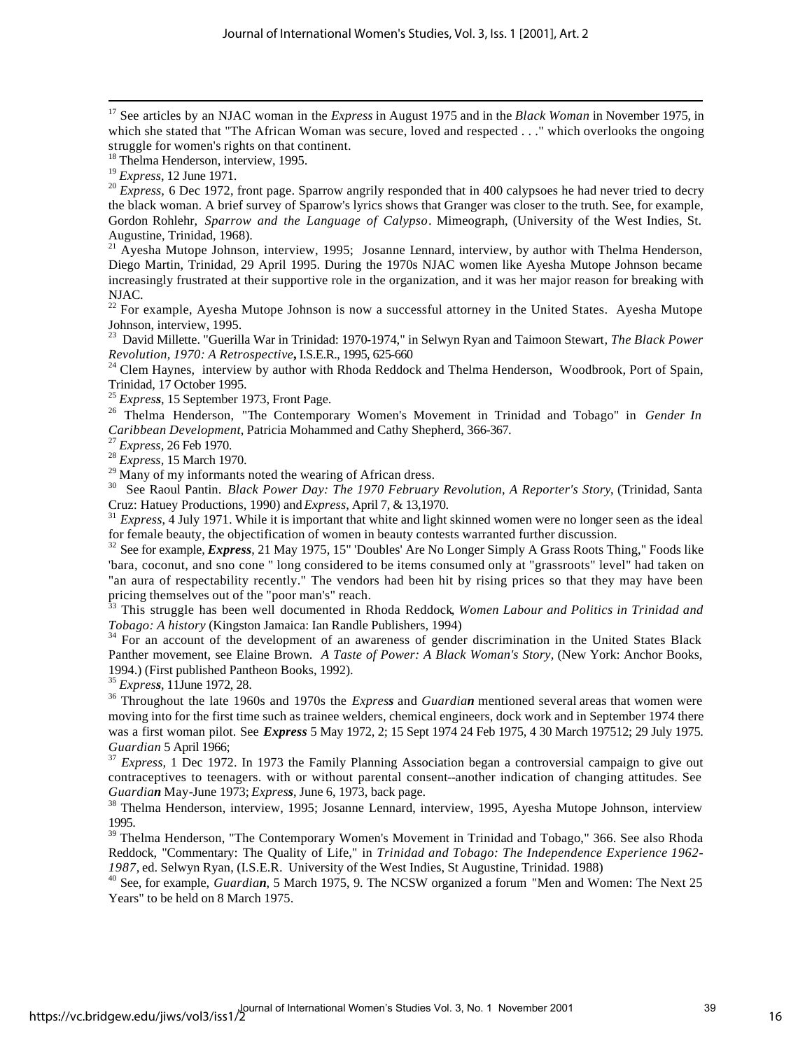[17] See articles by an NJAC woman in the *Express* in August 1975 and in the *Black Woman* in November 1975, in which she stated that "The African Woman was secure, loved and respected . . ." which overlooks the ongoing struggle for women's rights on that continent.

[18] Thelma Henderson, interview, 1995.

[19] *Express*, 12 June 1971.

[20] *Express,* 6 Dec 1972, front page. Sparrow angrily responded that in 400 calypsoes he had never tried to decry the black woman. A brief survey of Sparrow's lyrics shows that Granger was closer to the truth. See, for example, Gordon Rohlehr, *Sparrow and the Language of Calypso*. Mimeograph, (University of the West Indies, St. Augustine, Trinidad, 1968).

[21] Ayesha Mutope Johnson, interview, 1995; Josanne Lennard, interview, by author with Thelma Henderson, Diego Martin, Trinidad, 29 April 1995. During the 1970s NJAC women like Ayesha Mutope Johnson became increasingly frustrated at their supportive role in the organization, and it was her major reason for breaking with NJAC.

[22] For example, Ayesha Mutope Johnson is now a successful attorney in the United States. Ayesha Mutope Johnson, interview, 1995.

[23] David Millette. "Guerilla War in Trinidad: 1970-1974," in Selwyn Ryan and Taimoon Stewart, *The Black Power Revolution, 1970: A Retrospective***,** I.S.E.R., 1995, 625-660

[24] Clem Haynes, interview by author with Rhoda Reddock and Thelma Henderson, Woodbrook, Port of Spain, Trinidad, 17 October 1995.

[25] *Express*, 15 September 1973, Front Page.

[26] Thelma Henderson, "The Contemporary Women's Movement in Trinidad and Tobago" in *Gender In Caribbean Development*, Patricia Mohammed and Cathy Shepherd, 366-367.

[27] *Express,* 26 Feb 1970.

[28] *Express,* 15 March 1970.

[29] Many of my informants noted the wearing of African dress.

[30] See Raoul Pantin. *Black Power Day: The 1970 February Revolution, A Reporter's Story*, (Trinidad, Santa Cruz: Hatuey Productions, 1990) and *Express*, April 7, & 13,1970.

[31] *Express*, 4 July 1971. While it is important that white and light skinned women were no longer seen as the ideal for female beauty, the objectification of women in beauty contests warranted further discussion.

[32] See for example, ***Express***, 21 May 1975, 15" 'Doubles' Are No Longer Simply A Grass Roots Thing," Foods like 'bara, coconut, and sno cone " long considered to be items consumed only at "grassroots" level" had taken on "an aura of respectability recently." The vendors had been hit by rising prices so that they may have been pricing themselves out of the "poor man's" reach.

[33] This struggle has been well documented in Rhoda Reddock, *Women Labour and Politics in Trinidad and Tobago: A history* (Kingston Jamaica: Ian Randle Publishers, 1994)

[34] For an account of the development of an awareness of gender discrimination in the United States Black Panther movement, see Elaine Brown. *A Taste of Power: A Black Woman's Story,* (New York: Anchor Books, 1994.) (First published Pantheon Books, 1992).

[35] *Express*, 11June 1972, 28.

[36] Throughout the late 1960s and 1970s the *Express* and *Guardian* mentioned several areas that women were moving into for the first time such as trainee welders, chemical engineers, dock work and in September 1974 there was a first woman pilot. See ***Express*** 5 May 1972, 2; 15 Sept 1974 24 Feb 1975, 4 30 March 197512; 29 July 1975. *Guardian* 5 April 1966;

[37] *Express,* 1 Dec 1972. In 1973 the Family Planning Association began a controversial campaign to give out contraceptives to teenagers. with or without parental consent--another indication of changing attitudes. See *Guardian* May-June 1973; *Express*, June 6, 1973, back page.

[38] Thelma Henderson, interview, 1995; Josanne Lennard, interview, 1995, Ayesha Mutope Johnson, interview 1995.

[39] Thelma Henderson, "The Contemporary Women's Movement in Trinidad and Tobago," 366. See also Rhoda Reddock, "Commentary: The Quality of Life," in *Trinidad and Tobago: The Independence Experience 1962-1987*, ed. Selwyn Ryan, (I.S.E.R. University of the West Indies, St Augustine, Trinidad. 1988)

[40] See, for example, *Guardian*, 5 March 1975, 9. The NCSW organized a forum "Men and Women: The Next 25 Years" to be held on 8 March 1975.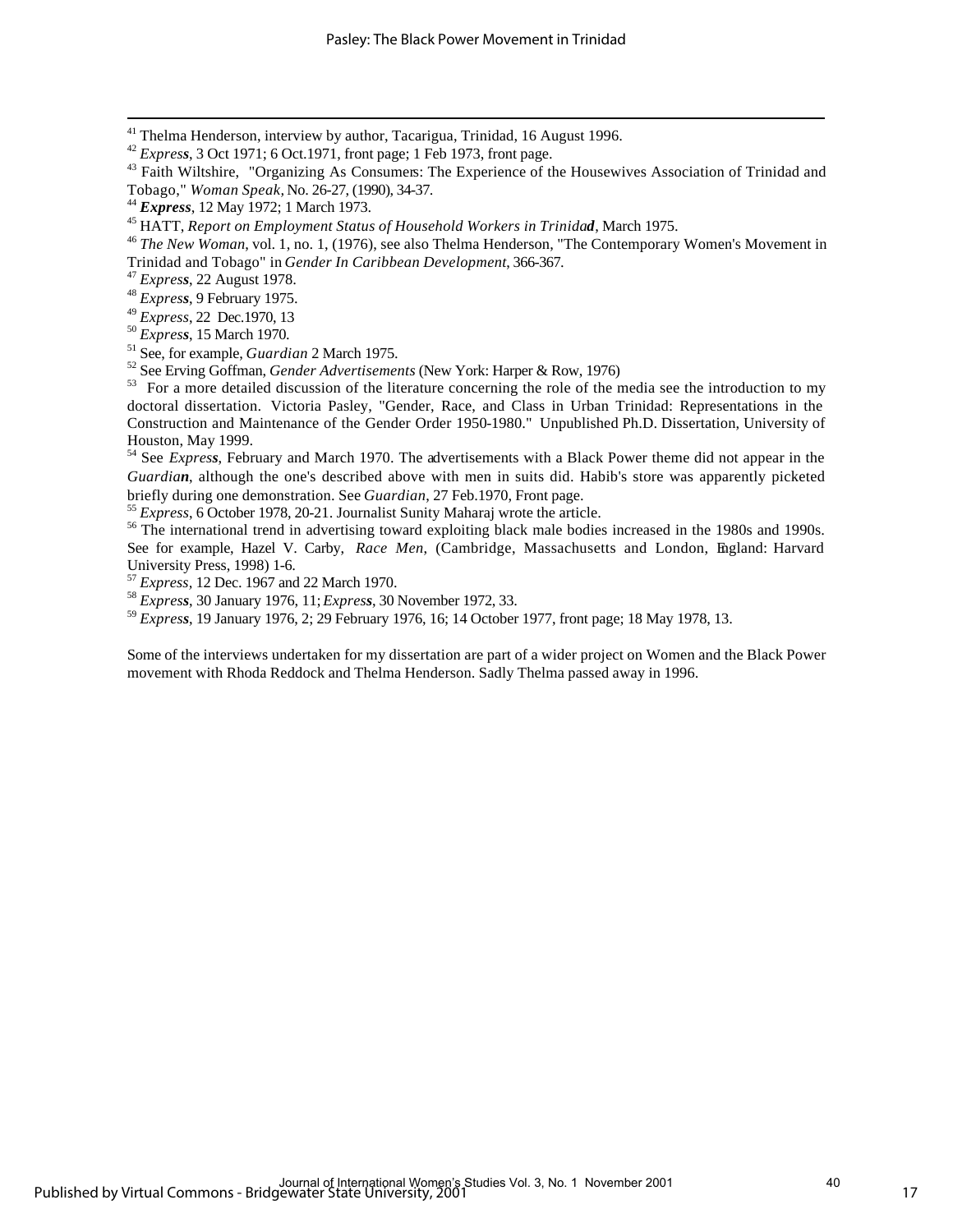[41] Thelma Henderson, interview by author, Tacarigua, Trinidad, 16 August 1996.

[42] *Express*, 3 Oct 1971; 6 Oct.1971, front page; 1 Feb 1973, front page.

[43] Faith Wiltshire, "Organizing As Consumers: The Experience of the Housewives Association of Trinidad and Tobago," *Woman Speak*, No. 26-27, (1990), 34-37.

[44] ***Express***, 12 May 1972; 1 March 1973.

[45] HATT, *Report on Employment Status of Household Workers in Trinidad*, March 1975.

[46] *The New Woman*, vol. 1, no. 1, (1976), see also Thelma Henderson, "The Contemporary Women's Movement in Trinidad and Tobago" in *Gender In Caribbean Development*, 366-367.

[47] *Express*, 22 August 1978.

[48] *Express*, 9 February 1975.

[49] *Express*, 22 Dec.1970, 13

[50] *Express*, 15 March 1970.

[51] See, for example, *Guardian* 2 March 1975.

[52] See Erving Goffman, *Gender Advertisements* (New York: Harper & Row, 1976)

[53] For a more detailed discussion of the literature concerning the role of the media see the introduction to my doctoral dissertation. Victoria Pasley, "Gender, Race, and Class in Urban Trinidad: Representations in the Construction and Maintenance of the Gender Order 1950-1980." Unpublished Ph.D. Dissertation, University of Houston, May 1999.

[54] See *Express*, February and March 1970. The advertisements with a Black Power theme did not appear in the *Guardian*, although the one's described above with men in suits did. Habib's store was apparently picketed briefly during one demonstration. See *Guardian*, 27 Feb.1970, Front page.

[55] *Express*, 6 October 1978, 20-21. Journalist Sunity Maharaj wrote the article.

[56] The international trend in advertising toward exploiting black male bodies increased in the 1980s and 1990s. See for example, Hazel V. Carby, *Race Men*, (Cambridge, Massachusetts and London, England: Harvard University Press, 1998) 1-6.

[57] *Express*, 12 Dec. 1967 and 22 March 1970.

[58] *Express*, 30 January 1976, 11; *Express*, 30 November 1972, 33.

[59] *Express*, 19 January 1976, 2; 29 February 1976, 16; 14 October 1977, front page; 18 May 1978, 13.

Some of the interviews undertaken for my dissertation are part of a wider project on Women and the Black Power movement with Rhoda Reddock and Thelma Henderson. Sadly Thelma passed away in 1996.